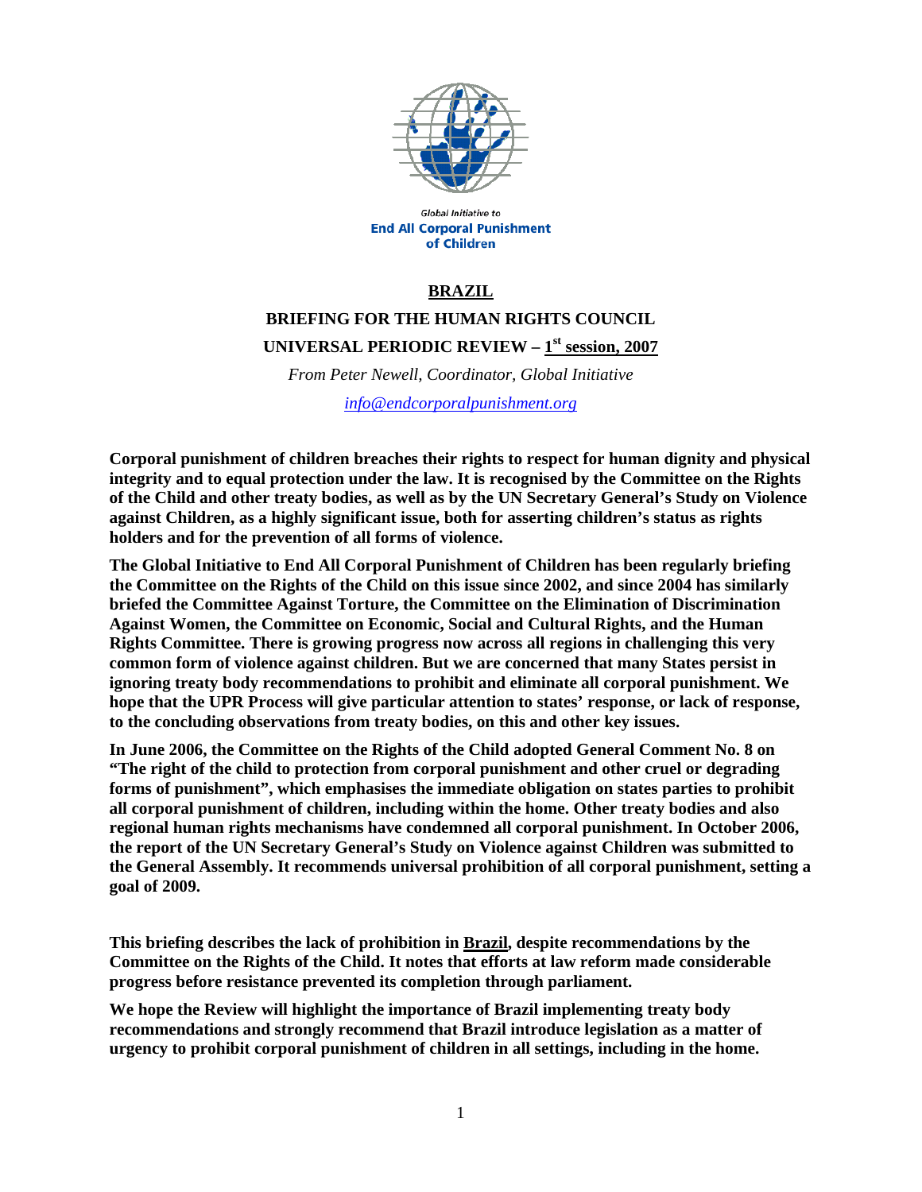Global Initiative to
**End All Corporal Punishment of Children**

# BRAZIL

## BRIEFING FOR THE HUMAN RIGHTS COUNCIL

## UNIVERSAL PERIODIC REVIEW – 1st session, 2007

*From Peter Newell, Coordinator, Global Initiative*

*info@endcorporalpunishment.org*

**Corporal punishment of children breaches their rights to respect for human dignity and physical integrity and to equal protection under the law. It is recognised by the Committee on the Rights of the Child and other treaty bodies, as well as by the UN Secretary General's Study on Violence against Children, as a highly significant issue, both for asserting children's status as rights holders and for the prevention of all forms of violence.**

**The Global Initiative to End All Corporal Punishment of Children has been regularly briefing the Committee on the Rights of the Child on this issue since 2002, and since 2004 has similarly briefed the Committee Against Torture, the Committee on the Elimination of Discrimination Against Women, the Committee on Economic, Social and Cultural Rights, and the Human Rights Committee. There is growing progress now across all regions in challenging this very common form of violence against children. But we are concerned that many States persist in ignoring treaty body recommendations to prohibit and eliminate all corporal punishment. We hope that the UPR Process will give particular attention to states' response, or lack of response, to the concluding observations from treaty bodies, on this and other key issues.**

**In June 2006, the Committee on the Rights of the Child adopted General Comment No. 8 on "The right of the child to protection from corporal punishment and other cruel or degrading forms of punishment", which emphasises the immediate obligation on states parties to prohibit all corporal punishment of children, including within the home. Other treaty bodies and also regional human rights mechanisms have condemned all corporal punishment. In October 2006, the report of the UN Secretary General's Study on Violence against Children was submitted to the General Assembly. It recommends universal prohibition of all corporal punishment, setting a goal of 2009.**

**This briefing describes the lack of prohibition in Brazil, despite recommendations by the Committee on the Rights of the Child. It notes that efforts at law reform made considerable progress before resistance prevented its completion through parliament.**

**We hope the Review will highlight the importance of Brazil implementing treaty body recommendations and strongly recommend that Brazil introduce legislation as a matter of urgency to prohibit corporal punishment of children in all settings, including in the home.**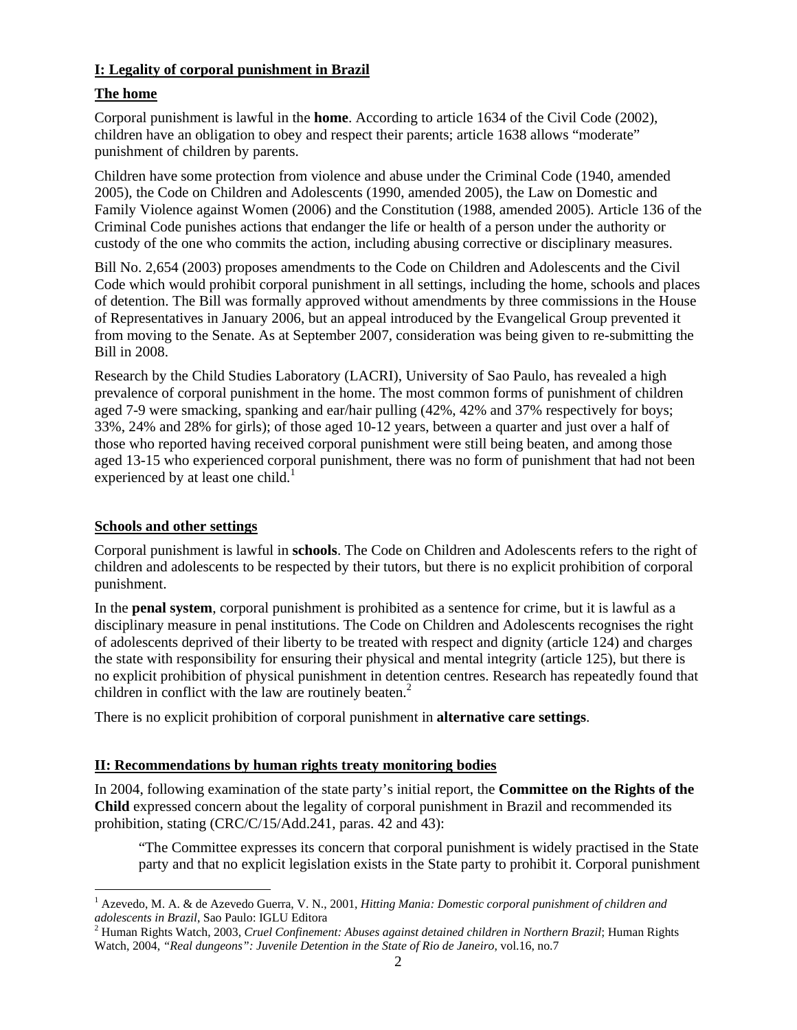## I: Legality of corporal punishment in Brazil

### The home

Corporal punishment is lawful in the **home**. According to article 1634 of the Civil Code (2002), children have an obligation to obey and respect their parents; article 1638 allows "moderate" punishment of children by parents.

Children have some protection from violence and abuse under the Criminal Code (1940, amended 2005), the Code on Children and Adolescents (1990, amended 2005), the Law on Domestic and Family Violence against Women (2006) and the Constitution (1988, amended 2005). Article 136 of the Criminal Code punishes actions that endanger the life or health of a person under the authority or custody of the one who commits the action, including abusing corrective or disciplinary measures.

Bill No. 2,654 (2003) proposes amendments to the Code on Children and Adolescents and the Civil Code which would prohibit corporal punishment in all settings, including the home, schools and places of detention. The Bill was formally approved without amendments by three commissions in the House of Representatives in January 2006, but an appeal introduced by the Evangelical Group prevented it from moving to the Senate. As at September 2007, consideration was being given to re-submitting the Bill in 2008.

Research by the Child Studies Laboratory (LACRI), University of Sao Paulo, has revealed a high prevalence of corporal punishment in the home. The most common forms of punishment of children aged 7-9 were smacking, spanking and ear/hair pulling (42%, 42% and 37% respectively for boys; 33%, 24% and 28% for girls); of those aged 10-12 years, between a quarter and just over a half of those who reported having received corporal punishment were still being beaten, and among those aged 13-15 who experienced corporal punishment, there was no form of punishment that had not been experienced by at least one child.[1]

### Schools and other settings

Corporal punishment is lawful in **schools**. The Code on Children and Adolescents refers to the right of children and adolescents to be respected by their tutors, but there is no explicit prohibition of corporal punishment.

In the **penal system**, corporal punishment is prohibited as a sentence for crime, but it is lawful as a disciplinary measure in penal institutions. The Code on Children and Adolescents recognises the right of adolescents deprived of their liberty to be treated with respect and dignity (article 124) and charges the state with responsibility for ensuring their physical and mental integrity (article 125), but there is no explicit prohibition of physical punishment in detention centres. Research has repeatedly found that children in conflict with the law are routinely beaten.[2]

There is no explicit prohibition of corporal punishment in **alternative care settings**.

## II: Recommendations by human rights treaty monitoring bodies

In 2004, following examination of the state party's initial report, the **Committee on the Rights of the Child** expressed concern about the legality of corporal punishment in Brazil and recommended its prohibition, stating (CRC/C/15/Add.241, paras. 42 and 43):

> "The Committee expresses its concern that corporal punishment is widely practised in the State party and that no explicit legislation exists in the State party to prohibit it. Corporal punishment

---

[1] Azevedo, M. A. & de Azevedo Guerra, V. N., 2001, *Hitting Mania: Domestic corporal punishment of children and adolescents in Brazil*, Sao Paulo: IGLU Editora

[2] Human Rights Watch, 2003, *Cruel Confinement: Abuses against detained children in Northern Brazil*; Human Rights Watch, 2004, *"Real dungeons": Juvenile Detention in the State of Rio de Janeiro*, vol.16, no.7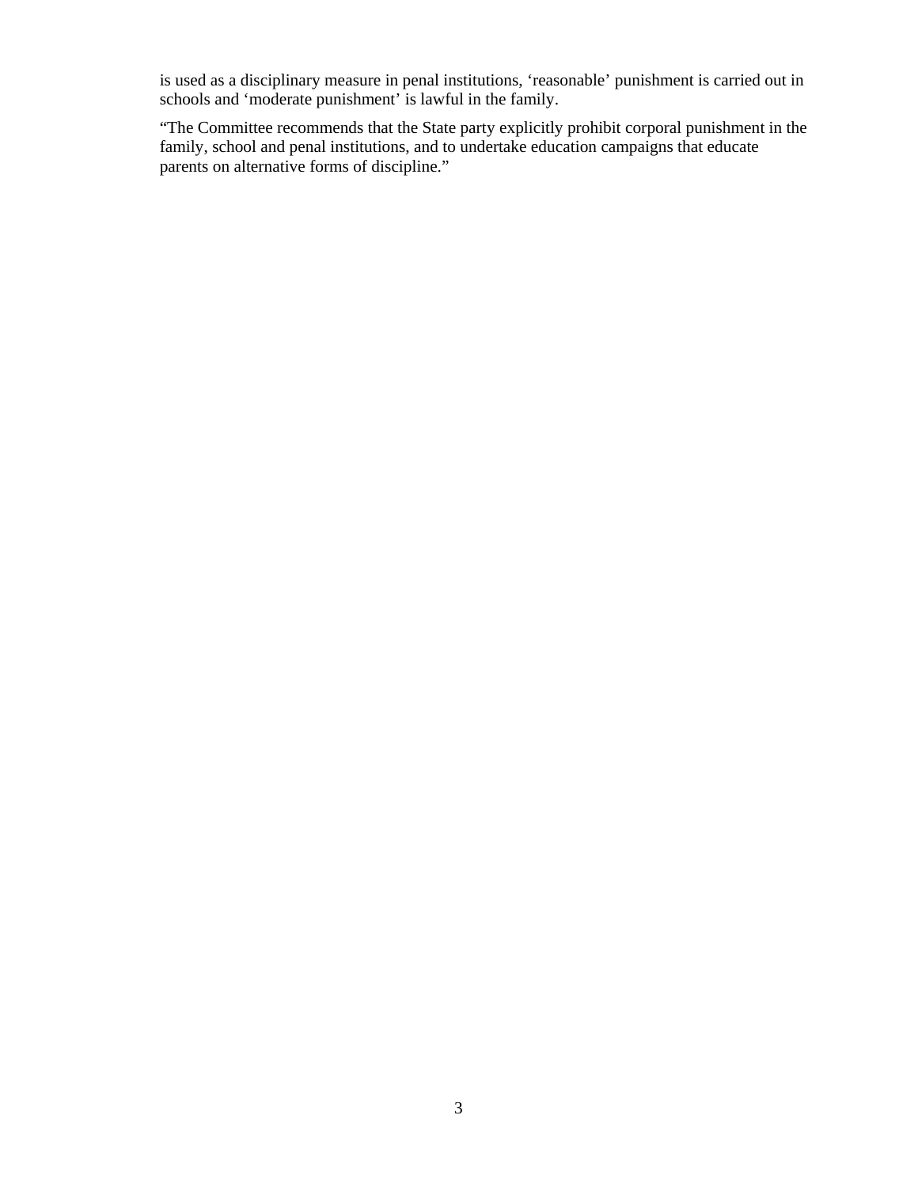is used as a disciplinary measure in penal institutions, 'reasonable' punishment is carried out in schools and 'moderate punishment' is lawful in the family.

"The Committee recommends that the State party explicitly prohibit corporal punishment in the family, school and penal institutions, and to undertake education campaigns that educate parents on alternative forms of discipline."